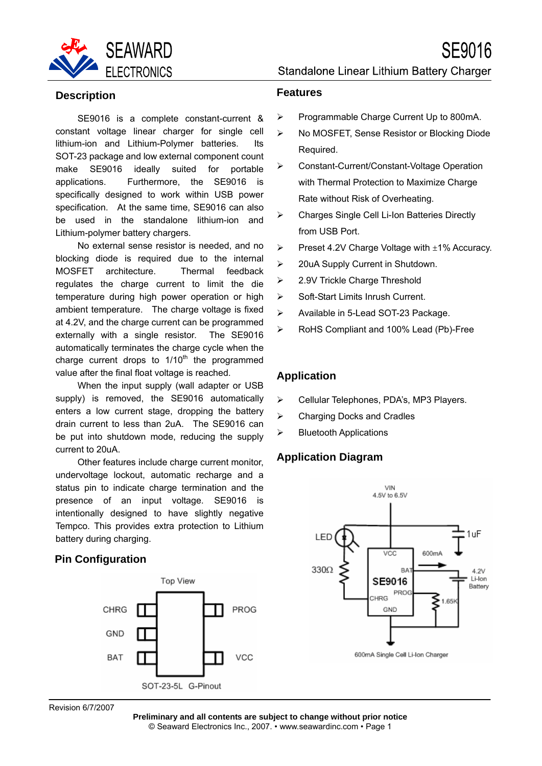# SE9016

Standalone Linear Lithium Battery Charger

## Description

SE9016 is a complete constant-current & constant voltage linear charger for single cell lithium-ion and Lithium-Polymer batteries. Its SOT-23 package and low external component count make SE9016 ideally suited for portable applications. Furthermore, the SE9016 is specifically designed to work within USB power specification. At the same time, SE9016 can also be used in the standalone lithium-ion and Lithium-polymer battery chargers.

No external sense resistor is needed, and no blocking diode is required due to the internal MOSFET architecture. Thermal feedback regulates the charge current to limit the die temperature during high power operation or high ambient temperature. The charge voltage is fixed at 4.2V, and the charge current can be programmed externally with a single resistor. The SE9016 automatically terminates the charge cycle when the charge current drops to 1/10th the programmed value after the final float voltage is reached.

When the input supply (wall adapter or USB supply) is removed, the SE9016 automatically enters a low current stage, dropping the battery drain current to less than 2uA. The SE9016 can be put into shutdown mode, reducing the supply current to 20uA.

Other features include charge current monitor, undervoltage lockout, automatic recharge and a status pin to indicate charge termination and the presence of an input voltage. SE9016 is intentionally designed to have slightly negative Tempco. This provides extra protection to Lithium battery during charging.

## Pin Configuration

Top View

| Left pins | Right pins |
|---|---|
| CHRG | PROG |
| GND | |
| BAT | VCC |

SOT-23-5L G-Pinout

## Features

- Programmable Charge Current Up to 800mA.
- No MOSFET, Sense Resistor or Blocking Diode Required.
- Constant-Current/Constant-Voltage Operation with Thermal Protection to Maximize Charge Rate without Risk of Overheating.
- Charges Single Cell Li-Ion Batteries Directly from USB Port.
- Preset 4.2V Charge Voltage with ±1% Accuracy.
- 20uA Supply Current in Shutdown.
- 2.9V Trickle Charge Threshold
- Soft-Start Limits Inrush Current.
- Available in 5-Lead SOT-23 Package.
- RoHS Compliant and 100% Lead (Pb)-Free

## Application

- Cellular Telephones, PDA's, MP3 Players.
- Charging Docks and Cradles
- Bluetooth Applications

## Application Diagram

600mA Single Cell Li-Ion Charger

Revision 6/7/2007

**Preliminary and all contents are subject to change without prior notice**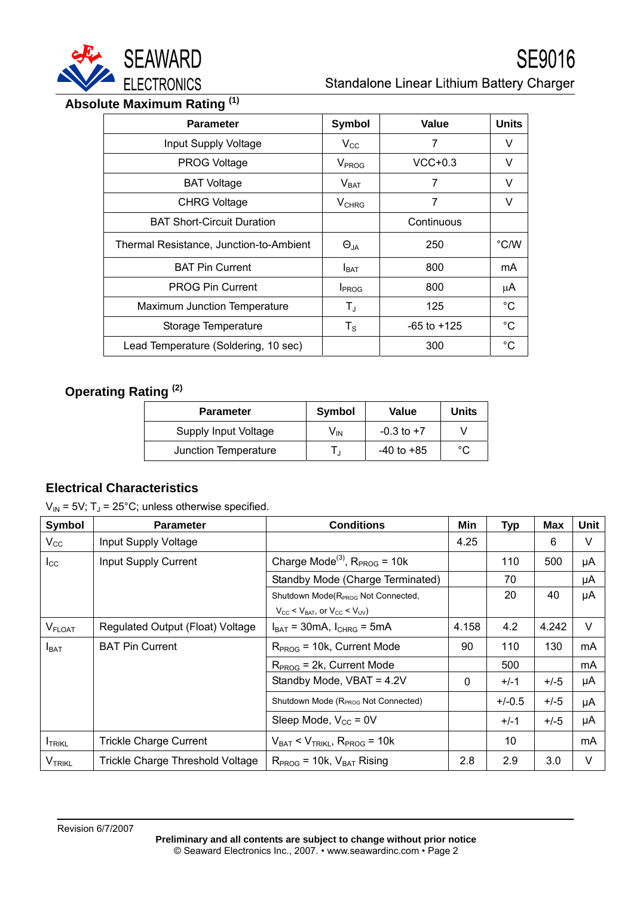## Absolute Maximum Rating (1)

| Parameter | Symbol | Value | Units |
|---|---|---|---|
| Input Supply Voltage | $V_{CC}$ | 7 | V |
| PROG Voltage | $V_{PROG}$ | VCC+0.3 | V |
| BAT Voltage | $V_{BAT}$ | 7 | V |
| CHRG Voltage | $V_{CHRG}$ | 7 | V |
| BAT Short-Circuit Duration | | Continuous | |
| Thermal Resistance, Junction-to-Ambient | $\Theta_{JA}$ | 250 | °C/W |
| BAT Pin Current | $I_{BAT}$ | 800 | mA |
| PROG Pin Current | $I_{PROG}$ | 800 | µA |
| Maximum Junction Temperature | $T_J$ | 125 | °C |
| Storage Temperature | $T_S$ | -65 to +125 | °C |
| Lead Temperature (Soldering, 10 sec) | | 300 | °C |

## Operating Rating (2)

| Parameter | Symbol | Value | Units |
|---|---|---|---|
| Supply Input Voltage | $V_{IN}$ | -0.3 to +7 | V |
| Junction Temperature | $T_J$ | -40 to +85 | °C |

## Electrical Characteristics

$V_{IN}$ = 5V; $T_J$ = 25°C; unless otherwise specified.

| Symbol | Parameter | Conditions | Min | Typ | Max | Unit |
|---|---|---|---|---|---|---|
| $V_{CC}$ | Input Supply Voltage | | 4.25 | | 6 | V |
| $I_{CC}$ | Input Supply Current | Charge Mode(3), $R_{PROG}$ = 10k | | 110 | 500 | µA |
| | | Standby Mode (Charge Terminated) | | 70 | | µA |
| | | Shutdown Mode($R_{PROG}$ Not Connected, $V_{CC} < V_{BAT}$, or $V_{CC} < V_{UV}$) | | 20 | 40 | µA |
| $V_{FLOAT}$ | Regulated Output (Float) Voltage | $I_{BAT}$ = 30mA, $I_{CHRG}$ = 5mA | 4.158 | 4.2 | 4.242 | V |
| $I_{BAT}$ | BAT Pin Current | $R_{PROG}$ = 10k, Current Mode | 90 | 110 | 130 | mA |
| | | $R_{PROG}$ = 2k, Current Mode | | 500 | | mA |
| | | Standby Mode, VBAT = 4.2V | 0 | +/-1 | +/-5 | µA |
| | | Shutdown Mode ($R_{PROG}$ Not Connected) | | +/-0.5 | +/-5 | µA |
| | | Sleep Mode, $V_{CC}$ = 0V | | +/-1 | +/-5 | µA |
| $I_{TRIKL}$ | Trickle Charge Current | $V_{BAT} < V_{TRIKL}$, $R_{PROG}$ = 10k | | 10 | | mA |
| $V_{TRIKL}$ | Trickle Charge Threshold Voltage | $R_{PROG}$ = 10k, $V_{BAT}$ Rising | 2.8 | 2.9 | 3.0 | V |

Revision 6/7/2007

**Preliminary and all contents are subject to change without prior notice**
© Seaward Electronics Inc., 2007. • www.seawardinc.com • Page 2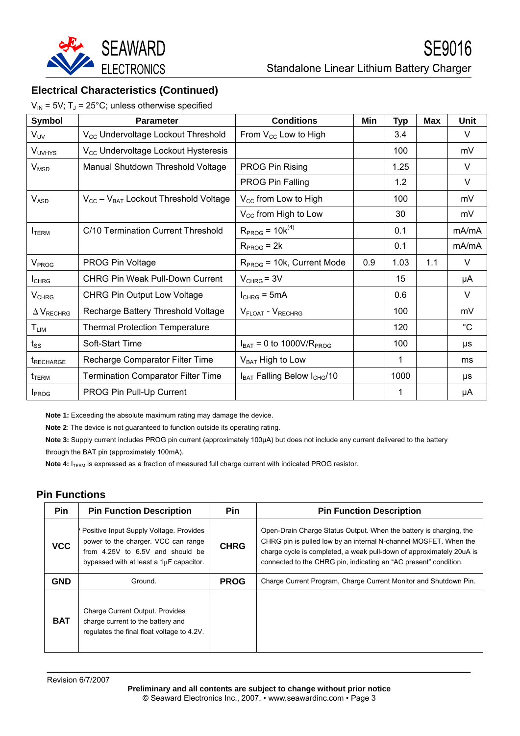## Electrical Characteristics (Continued)

$V_{IN}$ = 5V; $T_J$ = 25°C; unless otherwise specified

| Symbol | Parameter | Conditions | Min | Typ | Max | Unit |
|---|---|---|---|---|---|---|
| $V_{UV}$ | $V_{CC}$ Undervoltage Lockout Threshold | From $V_{CC}$ Low to High | | 3.4 | | V |
| $V_{UVHYS}$ | $V_{CC}$ Undervoltage Lockout Hysteresis | | | 100 | | mV |
| $V_{MSD}$ | Manual Shutdown Threshold Voltage | PROG Pin Rising | | 1.25 | | V |
| | | PROG Pin Falling | | 1.2 | | V |
| $V_{ASD}$ | $V_{CC} – V_{BAT}$ Lockout Threshold Voltage | $V_{CC}$ from Low to High | | 100 | | mV |
| | | $V_{CC}$ from High to Low | | 30 | | mV |
| $I_{TERM}$ | C/10 Termination Current Threshold | $R_{PROG}$ = 10k(4) | | 0.1 | | mA/mA |
| | | $R_{PROG}$ = 2k | | 0.1 | | mA/mA |
| $V_{PROG}$ | PROG Pin Voltage | $R_{PROG}$ = 10k, Current Mode | 0.9 | 1.03 | 1.1 | V |
| $I_{CHRG}$ | CHRG Pin Weak Pull-Down Current | $V_{CHRG}$ = 3V | | 15 | | μA |
| $V_{CHRG}$ | CHRG Pin Output Low Voltage | $I_{CHRG}$ = 5mA | | 0.6 | | V |
| $\Delta V_{RECHRG}$ | Recharge Battery Threshold Voltage | $V_{FLOAT}$ - $V_{RECHRG}$ | | 100 | | mV |
| $T_{LIM}$ | Thermal Protection Temperature | | | 120 | | °C |
| $t_{SS}$ | Soft-Start Time | $I_{BAT}$ = 0 to 1000V/$R_{PROG}$ | | 100 | | μs |
| $t_{RECHARGE}$ | Recharge Comparator Filter Time | $V_{BAT}$ High to Low | | 1 | | ms |
| $t_{TERM}$ | Termination Comparator Filter Time | $I_{BAT}$ Falling Below $I_{CHG}$/10 | | 1000 | | μs |
| $I_{PROG}$ | PROG Pin Pull-Up Current | | | 1 | | μA |

**Note 1:** Exceeding the absolute maximum rating may damage the device.

**Note 2**: The device is not guaranteed to function outside its operating rating.

**Note 3:** Supply current includes PROG pin current (approximately 100μA) but does not include any current delivered to the battery through the BAT pin (approximately 100mA).

**Note 4:** $I_{TERM}$ is expressed as a fraction of measured full charge current with indicated PROG resistor.

## Pin Functions

| Pin | Pin Function Description | Pin | Pin Function Description |
|---|---|---|---|
| **VCC** | Positive Input Supply Voltage. Provides power to the charger. VCC can range from 4.25V to 6.5V and should be bypassed with at least a 1μF capacitor. | **CHRG** | Open-Drain Charge Status Output. When the battery is charging, the CHRG pin is pulled low by an internal N-channel MOSFET. When the charge cycle is completed, a weak pull-down of approximately 20uA is connected to the CHRG pin, indicating an "AC present" condition. |
| **GND** | Ground. | **PROG** | Charge Current Program, Charge Current Monitor and Shutdown Pin. |
| **BAT** | Charge Current Output. Provides charge current to the battery and regulates the final float voltage to 4.2V. | | |

Revision 6/7/2007

**Preliminary and all contents are subject to change without prior notice**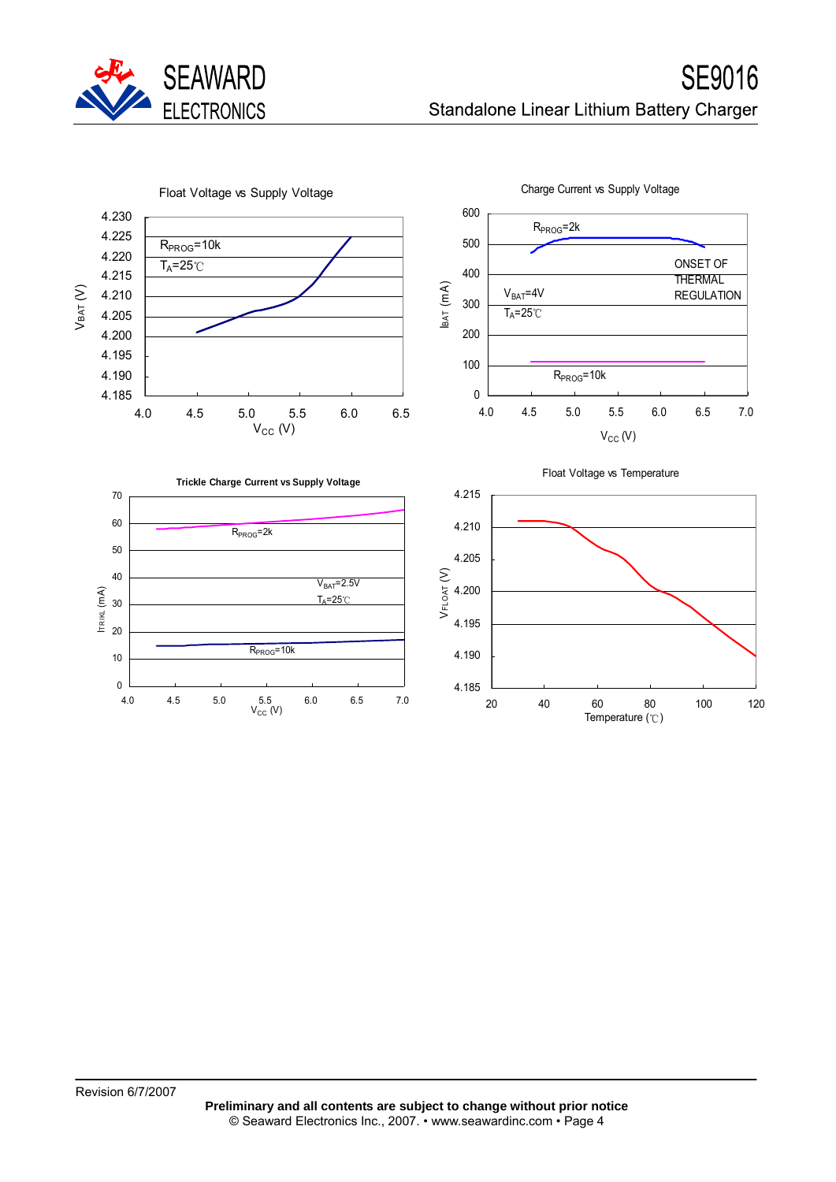Float Voltage vs Supply Voltage

$R_{PROG}$=10k

$T_A$=25℃

$V_{BAT}$ (V)

$V_{CC}$ (V)

Charge Current vs Supply Voltage

$R_{PROG}$=2k

ONSET OF THERMAL REGULATION

$V_{BAT}$=4V

$T_A$=25℃

$R_{PROG}$=10k

$I_{BAT}$ (mA)

$V_{CC}$ (V)

Trickle Charge Current vs Supply Voltage

$R_{PROG}$=2k

$V_{BAT}$=2.5V

$T_A$=25℃

$R_{PROG}$=10k

$I_{TRIKL}$ (mA)

$V_{CC}$ (V)

Float Voltage vs Temperature

$V_{FLOAT}$ (V)

Temperature (℃)

Revision 6/7/2007

**Preliminary and all contents are subject to change without prior notice**

© Seaward Electronics Inc., 2007. • www.seawardinc.com • Page 4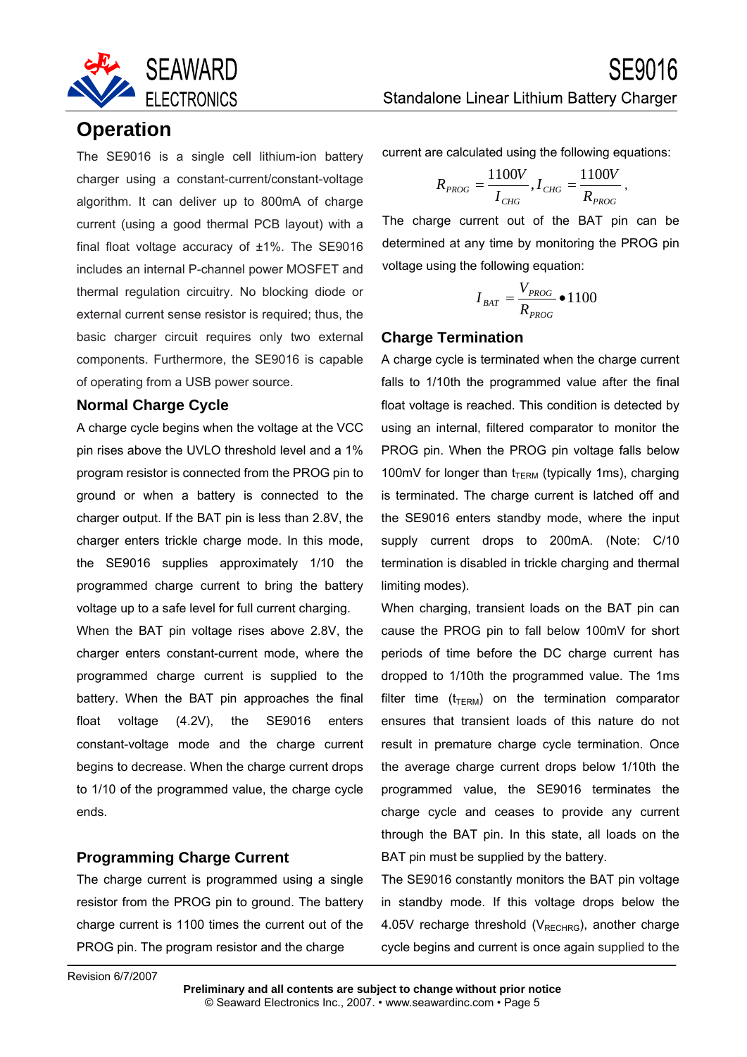## Operation

The SE9016 is a single cell lithium-ion battery charger using a constant-current/constant-voltage algorithm. It can deliver up to 800mA of charge current (using a good thermal PCB layout) with a final float voltage accuracy of ±1%. The SE9016 includes an internal P-channel power MOSFET and thermal regulation circuitry. No blocking diode or external current sense resistor is required; thus, the basic charger circuit requires only two external components. Furthermore, the SE9016 is capable of operating from a USB power source.

### Normal Charge Cycle

A charge cycle begins when the voltage at the VCC pin rises above the UVLO threshold level and a 1% program resistor is connected from the PROG pin to ground or when a battery is connected to the charger output. If the BAT pin is less than 2.8V, the charger enters trickle charge mode. In this mode, the SE9016 supplies approximately 1/10 the programmed charge current to bring the battery voltage up to a safe level for full current charging.

When the BAT pin voltage rises above 2.8V, the charger enters constant-current mode, where the programmed charge current is supplied to the battery. When the BAT pin approaches the final float voltage (4.2V), the SE9016 enters constant-voltage mode and the charge current begins to decrease. When the charge current drops to 1/10 of the programmed value, the charge cycle ends.

### Programming Charge Current

The charge current is programmed using a single resistor from the PROG pin to ground. The battery charge current is 1100 times the current out of the PROG pin. The program resistor and the charge current are calculated using the following equations:

$$R_{PROG} = \frac{1100V}{I_{CHG}}, I_{CHG} = \frac{1100V}{R_{PROG}},$$

The charge current out of the BAT pin can be determined at any time by monitoring the PROG pin voltage using the following equation:

$$I_{BAT} = \frac{V_{PROG}}{R_{PROG}} \bullet 1100$$

### Charge Termination

A charge cycle is terminated when the charge current falls to 1/10th the programmed value after the final float voltage is reached. This condition is detected by using an internal, filtered comparator to monitor the PROG pin. When the PROG pin voltage falls below 100mV for longer than $t_{TERM}$ (typically 1ms), charging is terminated. The charge current is latched off and the SE9016 enters standby mode, where the input supply current drops to 200mA. (Note: C/10 termination is disabled in trickle charging and thermal limiting modes).

When charging, transient loads on the BAT pin can cause the PROG pin to fall below 100mV for short periods of time before the DC charge current has dropped to 1/10th the programmed value. The 1ms filter time ($t_{TERM}$) on the termination comparator ensures that transient loads of this nature do not result in premature charge cycle termination. Once the average charge current drops below 1/10th the programmed value, the SE9016 terminates the charge cycle and ceases to provide any current through the BAT pin. In this state, all loads on the BAT pin must be supplied by the battery.

The SE9016 constantly monitors the BAT pin voltage in standby mode. If this voltage drops below the 4.05V recharge threshold ($V_{RECHRG}$), another charge cycle begins and current is once again supplied to the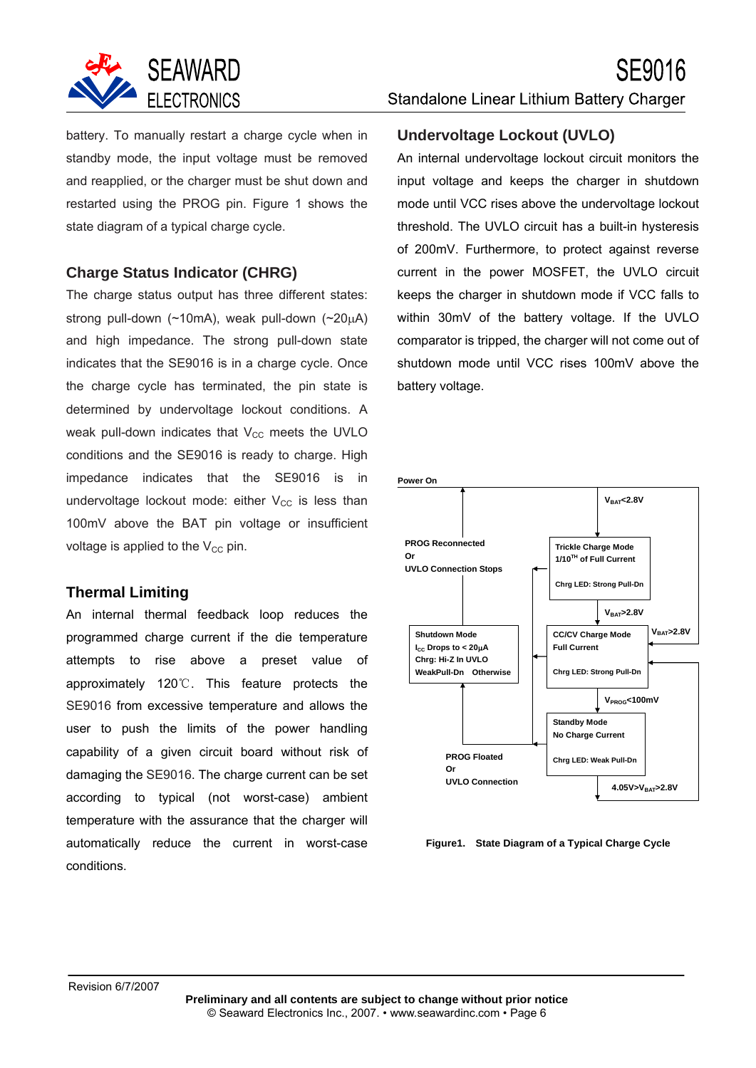battery. To manually restart a charge cycle when in standby mode, the input voltage must be removed and reapplied, or the charger must be shut down and restarted using the PROG pin. Figure 1 shows the state diagram of a typical charge cycle.

## Charge Status Indicator (CHRG)

The charge status output has three different states: strong pull-down (~10mA), weak pull-down (~20µA) and high impedance. The strong pull-down state indicates that the SE9016 is in a charge cycle. Once the charge cycle has terminated, the pin state is determined by undervoltage lockout conditions. A weak pull-down indicates that $V_{CC}$ meets the UVLO conditions and the SE9016 is ready to charge. High impedance indicates that the SE9016 is in undervoltage lockout mode: either $V_{CC}$ is less than 100mV above the BAT pin voltage or insufficient voltage is applied to the $V_{CC}$ pin.

## Thermal Limiting

An internal thermal feedback loop reduces the programmed charge current if the die temperature attempts to rise above a preset value of approximately 120℃. This feature protects the SE9016 from excessive temperature and allows the user to push the limits of the power handling capability of a given circuit board without risk of damaging the SE9016. The charge current can be set according to typical (not worst-case) ambient temperature with the assurance that the charger will automatically reduce the current in worst-case conditions.

## Undervoltage Lockout (UVLO)

An internal undervoltage lockout circuit monitors the input voltage and keeps the charger in shutdown mode until VCC rises above the undervoltage lockout threshold. The UVLO circuit has a built-in hysteresis of 200mV. Furthermore, to protect against reverse current in the power MOSFET, the UVLO circuit keeps the charger in shutdown mode if VCC falls to within 30mV of the battery voltage. If the UVLO comparator is tripped, the charger will not come out of shutdown mode until VCC rises 100mV above the battery voltage.

**Power On**

$V_{BAT}$<2.8V

**Trickle Charge Mode**
1/10[TH] of Full Current
Chrg LED: Strong Pull-Dn

$V_{BAT}$>2.8V

**CC/CV Charge Mode**
Full Current
Chrg LED: Strong Pull-Dn

$V_{BAT}$>2.8V

$V_{PROG}$<100mV

**Standby Mode**
No Charge Current
Chrg LED: Weak Pull-Dn

4.05V>$V_{BAT}$>2.8V

**Shutdown Mode**
$I_{CC}$ Drops to < 20µA
Chrg: Hi-Z In UVLO
WeakPull-Dn Otherwise

PROG Reconnected
Or
UVLO Connection Stops

PROG Floated
Or
UVLO Connection

**Figure1. State Diagram of a Typical Charge Cycle**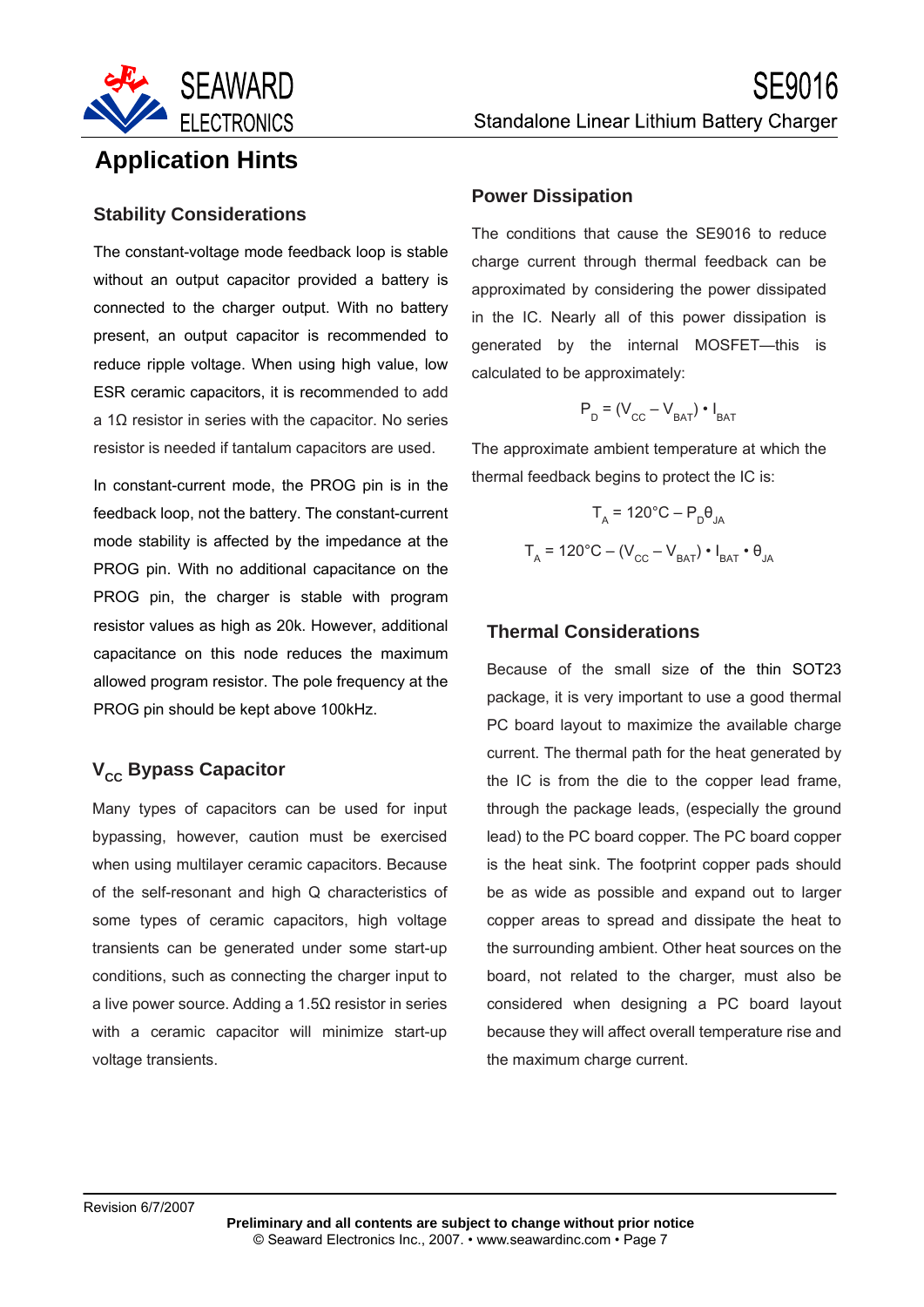# Application Hints

## Stability Considerations

The constant-voltage mode feedback loop is stable without an output capacitor provided a battery is connected to the charger output. With no battery present, an output capacitor is recommended to reduce ripple voltage. When using high value, low ESR ceramic capacitors, it is recommended to add a 1Ω resistor in series with the capacitor. No series resistor is needed if tantalum capacitors are used.

In constant-current mode, the PROG pin is in the feedback loop, not the battery. The constant-current mode stability is affected by the impedance at the PROG pin. With no additional capacitance on the PROG pin, the charger is stable with program resistor values as high as 20k. However, additional capacitance on this node reduces the maximum allowed program resistor. The pole frequency at the PROG pin should be kept above 100kHz.

## $V_{CC}$ Bypass Capacitor

Many types of capacitors can be used for input bypassing, however, caution must be exercised when using multilayer ceramic capacitors. Because of the self-resonant and high Q characteristics of some types of ceramic capacitors, high voltage transients can be generated under some start-up conditions, such as connecting the charger input to a live power source. Adding a 1.5Ω resistor in series with a ceramic capacitor will minimize start-up voltage transients.

## Power Dissipation

The conditions that cause the SE9016 to reduce charge current through thermal feedback can be approximated by considering the power dissipated in the IC. Nearly all of this power dissipation is generated by the internal MOSFET—this is calculated to be approximately:

$$P_D = (V_{CC} - V_{BAT}) \bullet I_{BAT}$$

The approximate ambient temperature at which the thermal feedback begins to protect the IC is:

$$T_A = 120°C - P_D\theta_{JA}$$

$$T_A = 120°C - (V_{CC} - V_{BAT}) \bullet I_{BAT} \bullet \theta_{JA}$$

## Thermal Considerations

Because of the small size of the thin SOT23 package, it is very important to use a good thermal PC board layout to maximize the available charge current. The thermal path for the heat generated by the IC is from the die to the copper lead frame, through the package leads, (especially the ground lead) to the PC board copper. The PC board copper is the heat sink. The footprint copper pads should be as wide as possible and expand out to larger copper areas to spread and dissipate the heat to the surrounding ambient. Other heat sources on the board, not related to the charger, must also be considered when designing a PC board layout because they will affect overall temperature rise and the maximum charge current.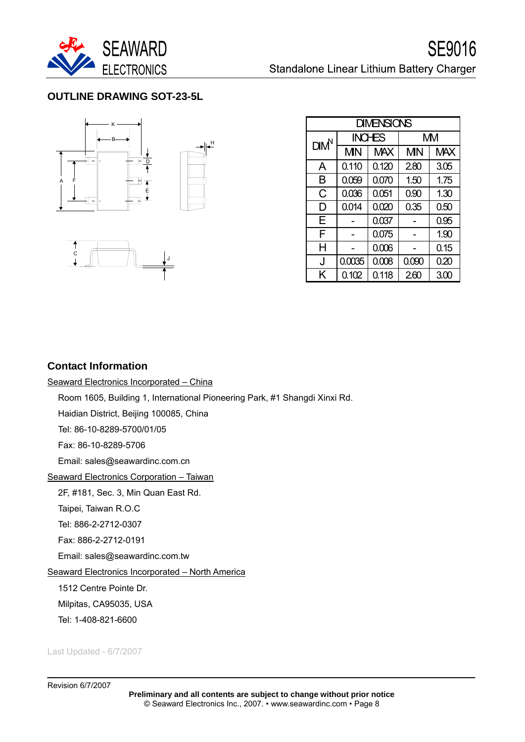## OUTLINE DRAWING SOT-23-5L

| DIMENSIONS | | | | |
|---|---|---|---|---|
| DIM | INCHES | | MM | |
| | MIN | MAX | MIN | MAX |
| A | 0.110 | 0.120 | 2.80 | 3.05 |
| B | 0.059 | 0.070 | 1.50 | 1.75 |
| C | 0.036 | 0.051 | 0.90 | 1.30 |
| D | 0.014 | 0.020 | 0.35 | 0.50 |
| E | - | 0.037 | - | 0.95 |
| F | - | 0.075 | - | 1.90 |
| H | - | 0.006 | - | 0.15 |
| J | 0.0035 | 0.008 | 0.090 | 0.20 |
| K | 0.102 | 0.118 | 2.60 | 3.00 |

## Contact Information

Seaward Electronics Incorporated – China

Room 1605, Building 1, International Pioneering Park, #1 Shangdi Xinxi Rd.

Haidian District, Beijing 100085, China

Tel: 86-10-8289-5700/01/05

Fax: 86-10-8289-5706

Email: sales@seawardinc.com.cn

Seaward Electronics Corporation – Taiwan

2F, #181, Sec. 3, Min Quan East Rd.

Taipei, Taiwan R.O.C

Tel: 886-2-2712-0307

Fax: 886-2-2712-0191

Email: sales@seawardinc.com.tw

Seaward Electronics Incorporated – North America

1512 Centre Pointe Dr.

Milpitas, CA95035, USA

Tel: 1-408-821-6600

Last Updated - 6/7/2007